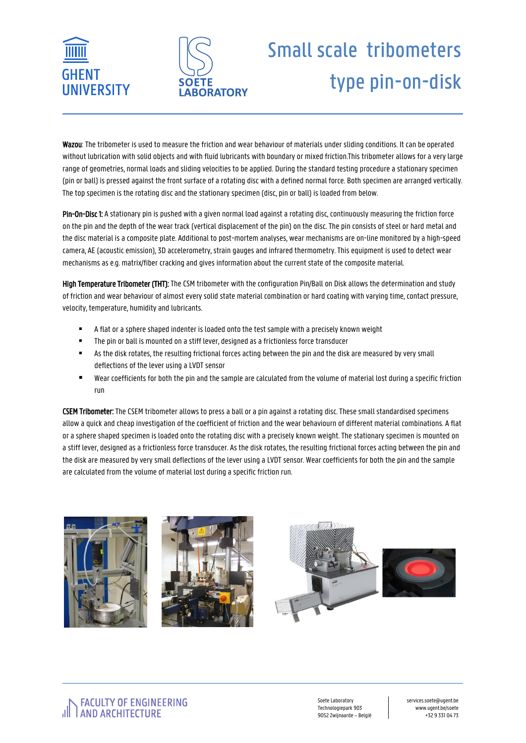GHENT UNIVERSITY

SOETE LABORATORY

# Small scale tribometers type pin-on-disk

**Wazou**: The tribometer is used to measure the friction and wear behaviour of materials under sliding conditions. It can be operated without lubrication with solid objects and with fluid lubricants with boundary or mixed friction.This tribometer allows for a very large range of geometries, normal loads and sliding velocities to be applied. During the standard testing procedure a stationary specimen (pin or ball) is pressed against the front surface of a rotating disc with a defined normal force. Both specimen are arranged vertically. The top specimen is the rotating disc and the stationary specimen (disc, pin or ball) is loaded from below.

**Pin-On-Disc 1:** A stationary pin is pushed with a given normal load against a rotating disc, continuously measuring the friction force on the pin and the depth of the wear track (vertical displacement of the pin) on the disc. The pin consists of steel or hard metal and the disc material is a composite plate. Additional to post-mortem analyses, wear mechanisms are on-line monitored by a high-speed camera, AE (acoustic emission), 3D accelerometry, strain gauges and infrared thermometry. This equipment is used to detect wear mechanisms as e.g. matrix/fiber cracking and gives information about the current state of the composite material.

**High Temperature Tribometer (THT):** The CSM tribometer with the configuration Pin/Ball on Disk allows the determination and study of friction and wear behaviour of almost every solid state material combination or hard coating with varying time, contact pressure, velocity, temperature, humidity and lubricants.

- A flat or a sphere shaped indenter is loaded onto the test sample with a precisely known weight
- The pin or ball is mounted on a stiff lever, designed as a frictionless force transducer
- As the disk rotates, the resulting frictional forces acting between the pin and the disk are measured by very small deflections of the lever using a LVDT sensor
- Wear coefficients for both the pin and the sample are calculated from the volume of material lost during a specific friction run

**CSEM Tribometer:** The CSEM tribometer allows to press a ball or a pin against a rotating disc. These small standardised specimens allow a quick and cheap investigation of the coefficient of friction and the wear behaviourn of different material combinations. A flat or a sphere shaped specimen is loaded onto the rotating disc with a precisely known weight. The stationary specimen is mounted on a stiff lever, designed as a frictionless force transducer. As the disk rotates, the resulting frictional forces acting between the pin and the disk are measured by very small deflections of the lever using a LVDT sensor. Wear coefficients for both the pin and the sample are calculated from the volume of material lost during a specific friction run.

FACULTY OF ENGINEERING AND ARCHITECTURE

Soete Laboratory
Technologiepark 903
9052 Zwijnaarde – België

services.soete@ugent.be
www.ugent.be/soete
+32 9 331 04 73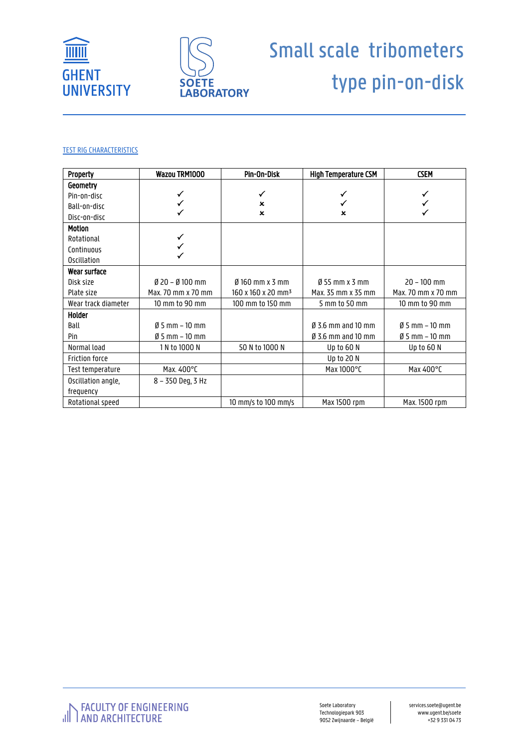# Small scale tribometers type pin-on-disk

TEST RIG CHARACTERISTICS

| Property | Wazou TRM1000 | Pin-On-Disk | High Temperature CSM | CSEM |
|---|---|---|---|---|
| **Geometry** | | | | |
| Pin-on-disc | ✓ | ✓ | ✓ | ✓ |
| Ball-on-disc | ✓ | × | ✓ | ✓ |
| Disc-on-disc | ✓ | × | × | ✓ |
| **Motion** | | | | |
| Rotational | ✓ | | | |
| Continuous | ✓ | | | |
| Oscillation | ✓ | | | |
| **Wear surface** | | | | |
| Disk size | Ø 20 – Ø 100 mm | Ø 160 mm x 3 mm | Ø 55 mm x 3 mm | 20 – 100 mm |
| Plate size | Max. 70 mm x 70 mm | 160 x 160 x 20 mm³ | Max. 35 mm x 35 mm | Max. 70 mm x 70 mm |
| Wear track diameter | 10 mm to 90 mm | 100 mm to 150 mm | 5 mm to 50 mm | 10 mm to 90 mm |
| **Holder** | | | | |
| Ball | Ø 5 mm – 10 mm | | Ø 3.6 mm and 10 mm | Ø 5 mm – 10 mm |
| Pin | Ø 5 mm – 10 mm | | Ø 3.6 mm and 10 mm | Ø 5 mm – 10 mm |
| Normal load | 1 N to 1000 N | 50 N to 1000 N | Up to 60 N | Up to 60 N |
| Friction force | | | Up to 20 N | |
| Test temperature | Max. 400°C | | Max 1000°C | Max 400°C |
| Oscillation angle, frequency | 8 – 350 Deg, 3 Hz | | | |
| Rotational speed | | 10 mm/s to 100 mm/s | Max 1500 rpm | Max. 1500 rpm |

FACULTY OF ENGINEERING AND ARCHITECTURE

Soete Laboratory
Technologiepark 903
9052 Zwijnaarde – België

services.soete@ugent.be
www.ugent.be/soete
+32 9 331 04 73